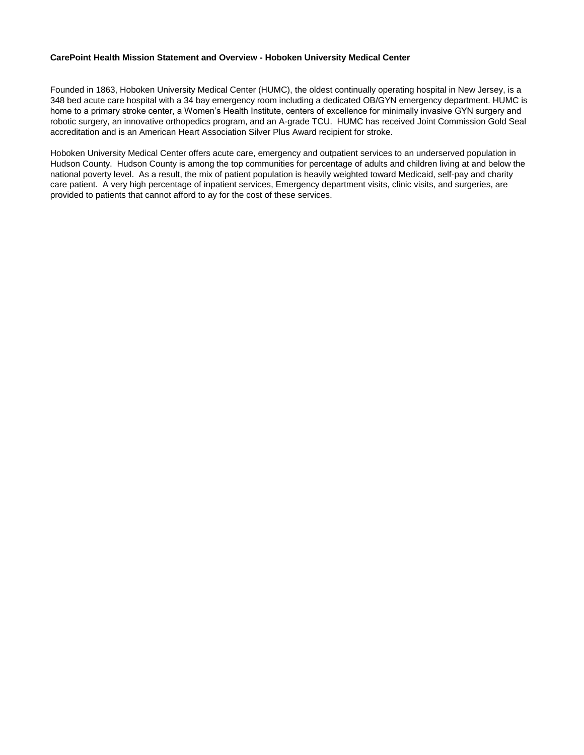**CarePoint Health Mission Statement and Overview - Hoboken University Medical Center**

Founded in 1863, Hoboken University Medical Center (HUMC), the oldest continually operating hospital in New Jersey, is a 348 bed acute care hospital with a 34 bay emergency room including a dedicated OB/GYN emergency department. HUMC is home to a primary stroke center, a Women's Health Institute, centers of excellence for minimally invasive GYN surgery and robotic surgery, an innovative orthopedics program, and an A-grade TCU. HUMC has received Joint Commission Gold Seal accreditation and is an American Heart Association Silver Plus Award recipient for stroke.

Hoboken University Medical Center offers acute care, emergency and outpatient services to an underserved population in Hudson County. Hudson County is among the top communities for percentage of adults and children living at and below the national poverty level. As a result, the mix of patient population is heavily weighted toward Medicaid, self-pay and charity care patient. A very high percentage of inpatient services, Emergency department visits, clinic visits, and surgeries, are provided to patients that cannot afford to ay for the cost of these services.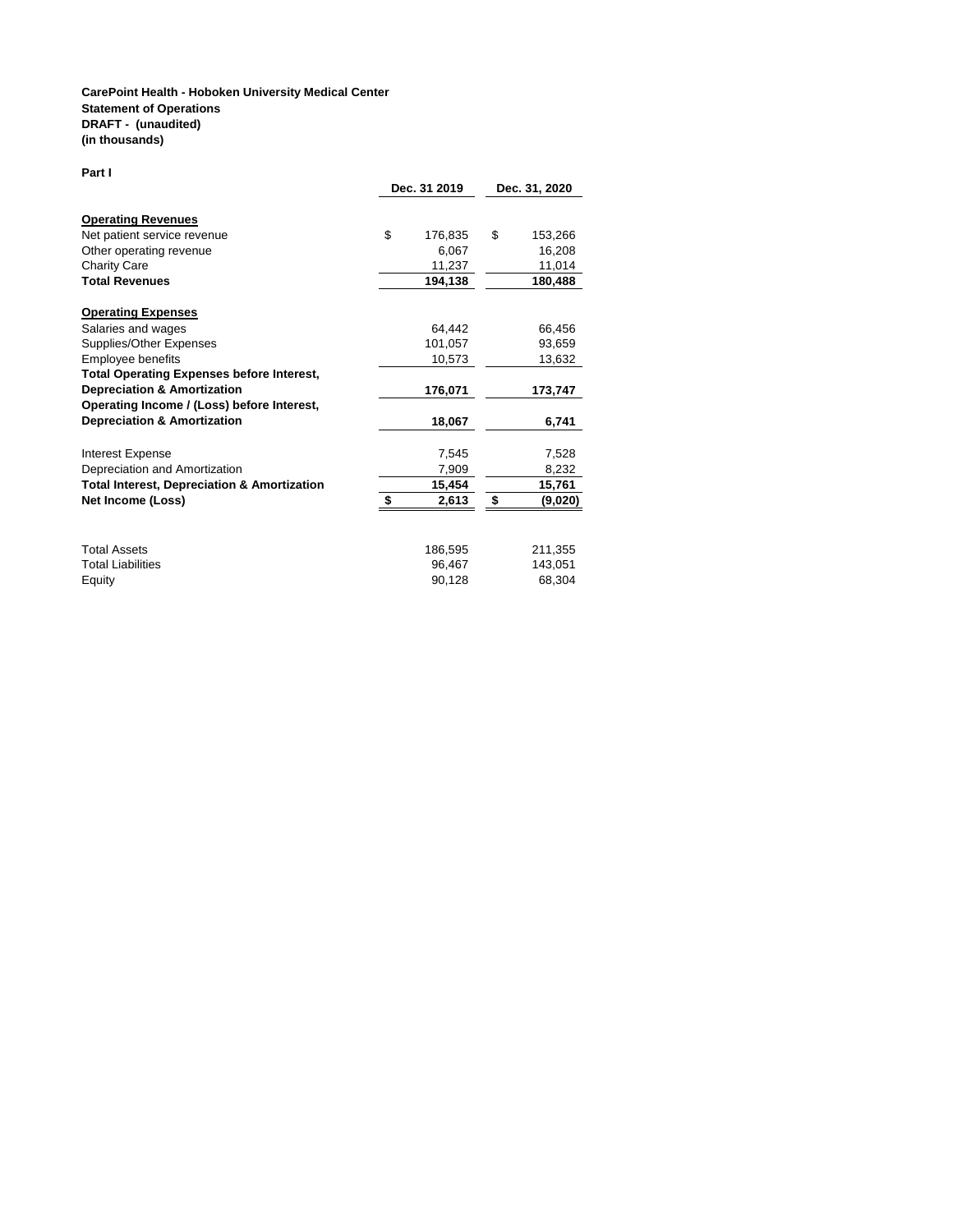**CarePoint Health - Hoboken University Medical Center**
**Statement of Operations**
**DRAFT - (unaudited)**
**(in thousands)**

**Part I**

| | Dec. 31 2019 | Dec. 31, 2020 |
|---|---|---|
| **Operating Revenues** | | |
| Net patient service revenue | $ 176,835 | $ 153,266 |
| Other operating revenue | 6,067 | 16,208 |
| Charity Care | 11,237 | 11,014 |
| **Total Revenues** | **194,138** | **180,488** |
| **Operating Expenses** | | |
| Salaries and wages | 64,442 | 66,456 |
| Supplies/Other Expenses | 101,057 | 93,659 |
| Employee benefits | 10,573 | 13,632 |
| **Total Operating Expenses before Interest, Depreciation & Amortization** | **176,071** | **173,747** |
| **Operating Income / (Loss) before Interest, Depreciation & Amortization** | **18,067** | **6,741** |
| Interest Expense | 7,545 | 7,528 |
| Depreciation and Amortization | 7,909 | 8,232 |
| **Total Interest, Depreciation & Amortization** | **15,454** | **15,761** |
| **Net Income (Loss)** | **$ 2,613** | **$ (9,020)** |
| | | |
| Total Assets | 186,595 | 211,355 |
| Total Liabilities | 96,467 | 143,051 |
| Equity | 90,128 | 68,304 |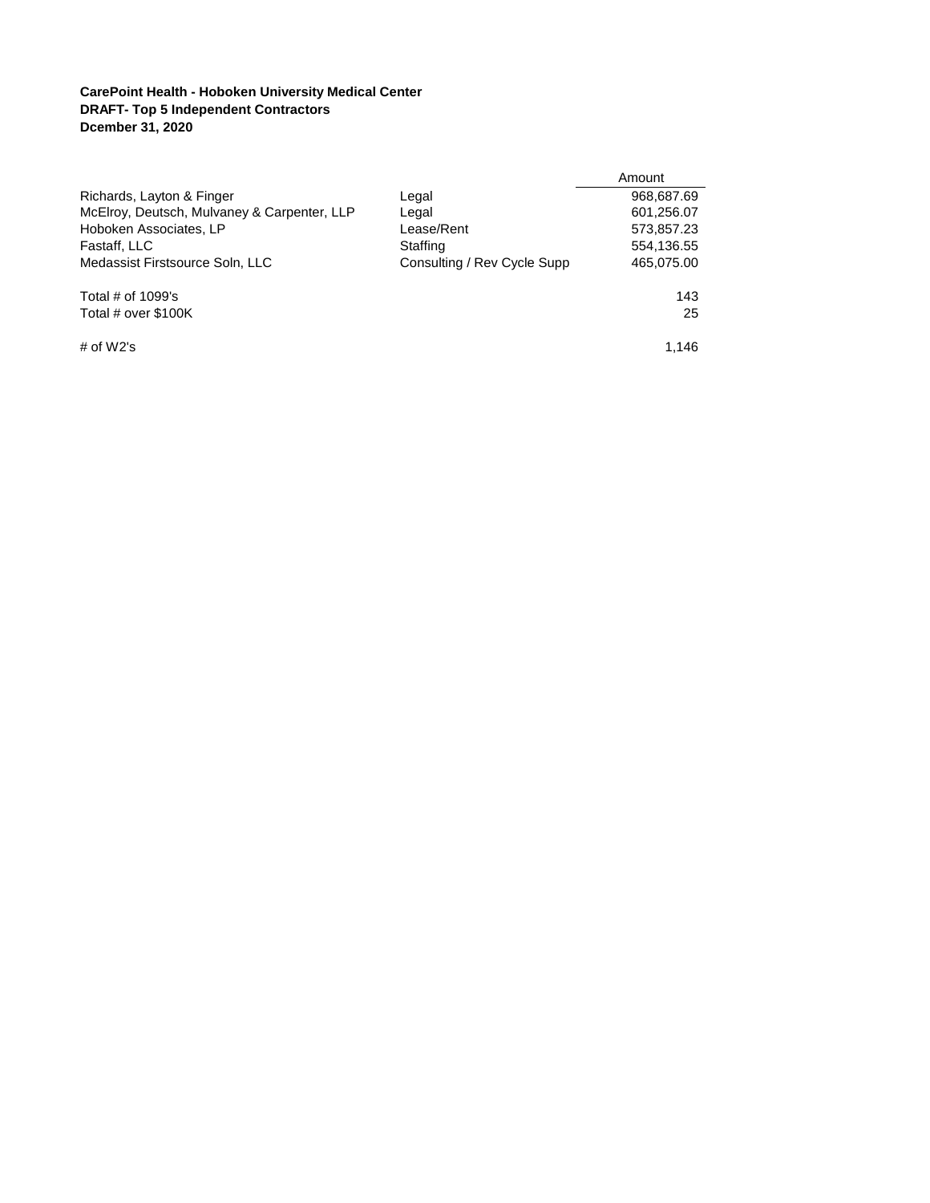**CarePoint Health - Hoboken University Medical Center**
**DRAFT- Top 5 Independent Contractors**
**Dcember 31, 2020**

| | | Amount |
|---|---|---|
| Richards, Layton & Finger | Legal | 968,687.69 |
| McElroy, Deutsch, Mulvaney & Carpenter, LLP | Legal | 601,256.07 |
| Hoboken Associates, LP | Lease/Rent | 573,857.23 |
| Fastaff, LLC | Staffing | 554,136.55 |
| Medassist Firstsource Soln, LLC | Consulting / Rev Cycle Supp | 465,075.00 |
| | | |
| Total # of 1099's | | 143 |
| Total # over $100K | | 25 |
| | | |
| # of W2's | | 1,146 |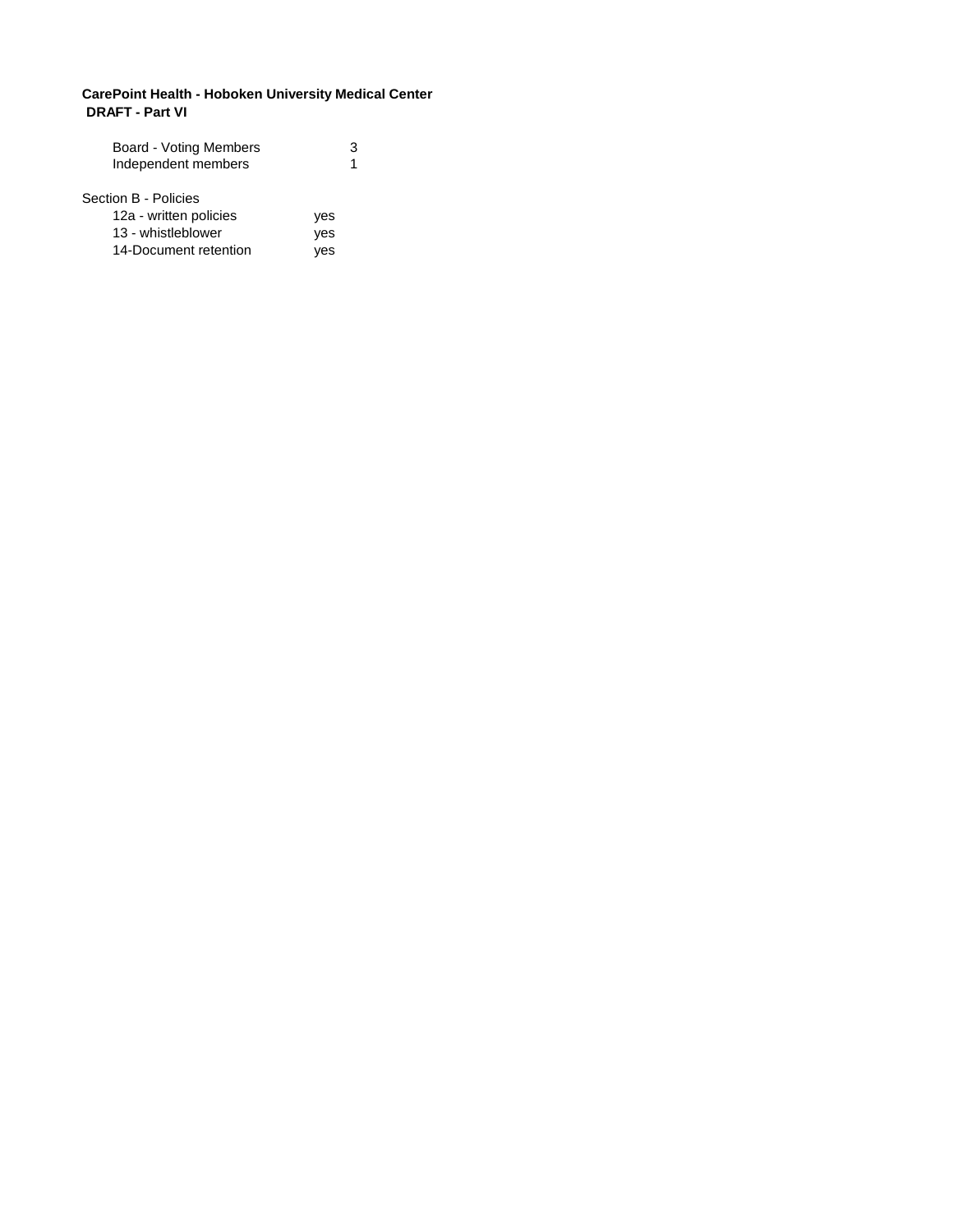**CarePoint Health - Hoboken University Medical Center**
**DRAFT - Part VI**

| | |
|---|---|
| Board - Voting Members | 3 |
| Independent members | 1 |

Section B - Policies

| | |
|---|---|
| 12a - written policies | yes |
| 13 - whistleblower | yes |
| 14-Document retention | yes |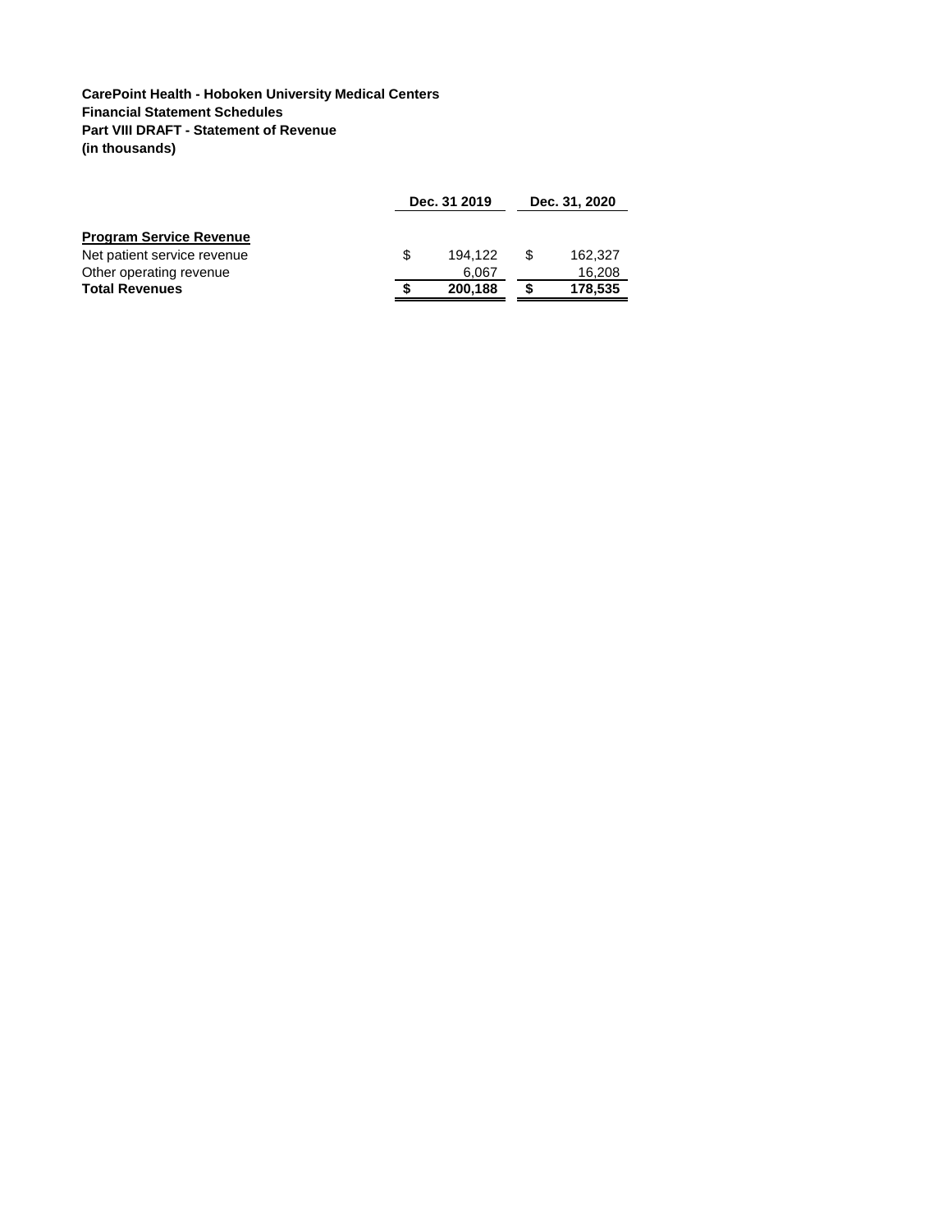**CarePoint Health - Hoboken University Medical Centers**
**Financial Statement Schedules**
**Part VIII DRAFT - Statement of Revenue**
**(in thousands)**

| | Dec. 31 2019 | Dec. 31, 2020 |
|---|---|---|
| **Program Service Revenue** | | |
| Net patient service revenue | $ 194,122 | $ 162,327 |
| Other operating revenue | 6,067 | 16,208 |
| **Total Revenues** | **$ 200,188** | **$ 178,535** |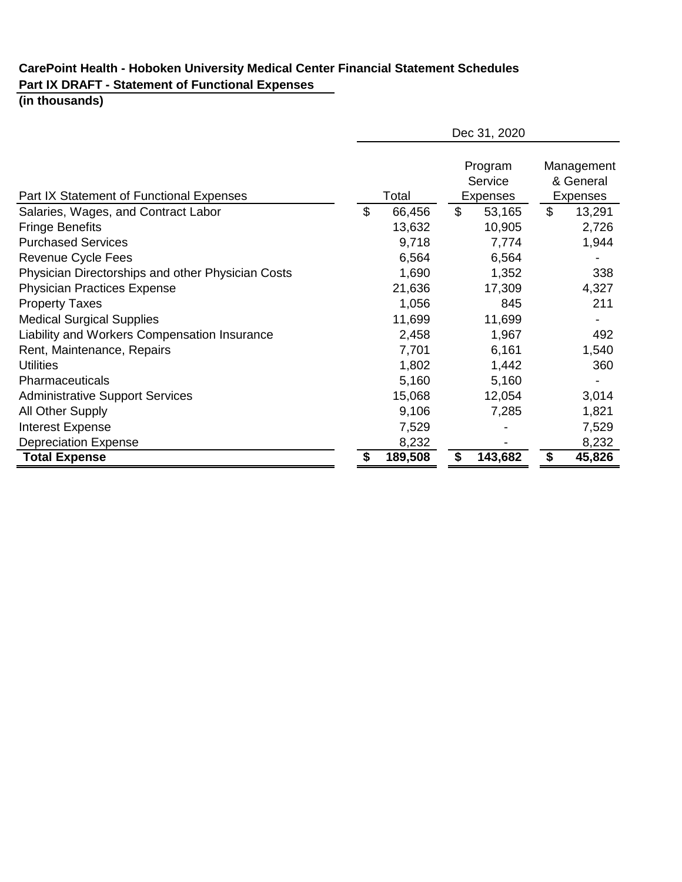**CarePoint Health - Hoboken University Medical Center Financial Statement Schedules**

**Part IX DRAFT - Statement of Functional Expenses**

**(in thousands)**

| | Dec 31, 2020 | | |
|---|---|---|---|
| Part IX Statement of Functional Expenses | Total | Program Service Expenses | Management & General Expenses |
| Salaries, Wages, and Contract Labor | $ 66,456 | $ 53,165 | $ 13,291 |
| Fringe Benefits | 13,632 | 10,905 | 2,726 |
| Purchased Services | 9,718 | 7,774 | 1,944 |
| Revenue Cycle Fees | 6,564 | 6,564 | - |
| Physician Directorships and other Physician Costs | 1,690 | 1,352 | 338 |
| Physician Practices Expense | 21,636 | 17,309 | 4,327 |
| Property Taxes | 1,056 | 845 | 211 |
| Medical Surgical Supplies | 11,699 | 11,699 | - |
| Liability and Workers Compensation Insurance | 2,458 | 1,967 | 492 |
| Rent, Maintenance, Repairs | 7,701 | 6,161 | 1,540 |
| Utilities | 1,802 | 1,442 | 360 |
| Pharmaceuticals | 5,160 | 5,160 | - |
| Administrative Support Services | 15,068 | 12,054 | 3,014 |
| All Other Supply | 9,106 | 7,285 | 1,821 |
| Interest Expense | 7,529 | - | 7,529 |
| Depreciation Expense | 8,232 | - | 8,232 |
| **Total Expense** | **$ 189,508** | **$ 143,682** | **$ 45,826** |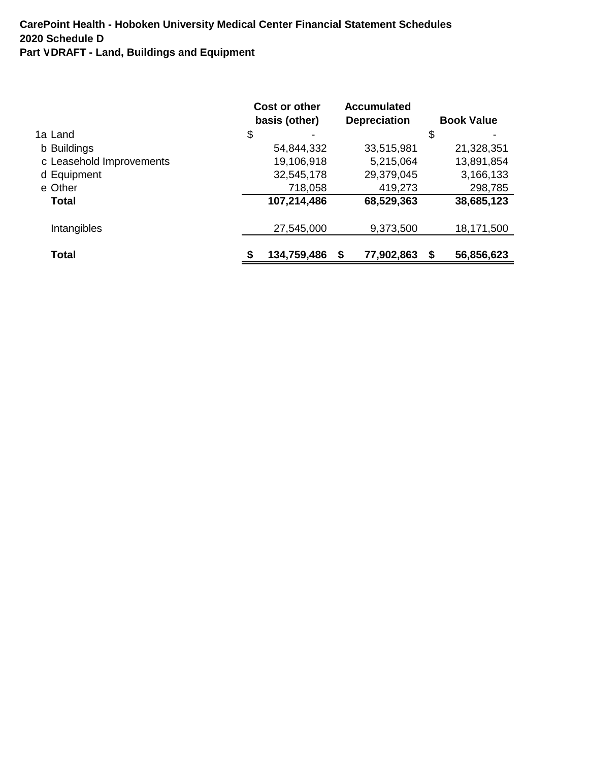**CarePoint Health - Hoboken University Medical Center Financial Statement Schedules**
**2020 Schedule D**
**Part V DRAFT - Land, Buildings and Equipment**

| | Cost or other basis (other) | Accumulated Depreciation | Book Value |
|---|---|---|---|
| 1a Land | $ - | | $ - |
| b Buildings | 54,844,332 | 33,515,981 | 21,328,351 |
| c Leasehold Improvements | 19,106,918 | 5,215,064 | 13,891,854 |
| d Equipment | 32,545,178 | 29,379,045 | 3,166,133 |
| e Other | 718,058 | 419,273 | 298,785 |
| **Total** | **107,214,486** | **68,529,363** | **38,685,123** |
| Intangibles | 27,545,000 | 9,373,500 | 18,171,500 |
| **Total** | **$ 134,759,486** | **$ 77,902,863** | **$ 56,856,623** |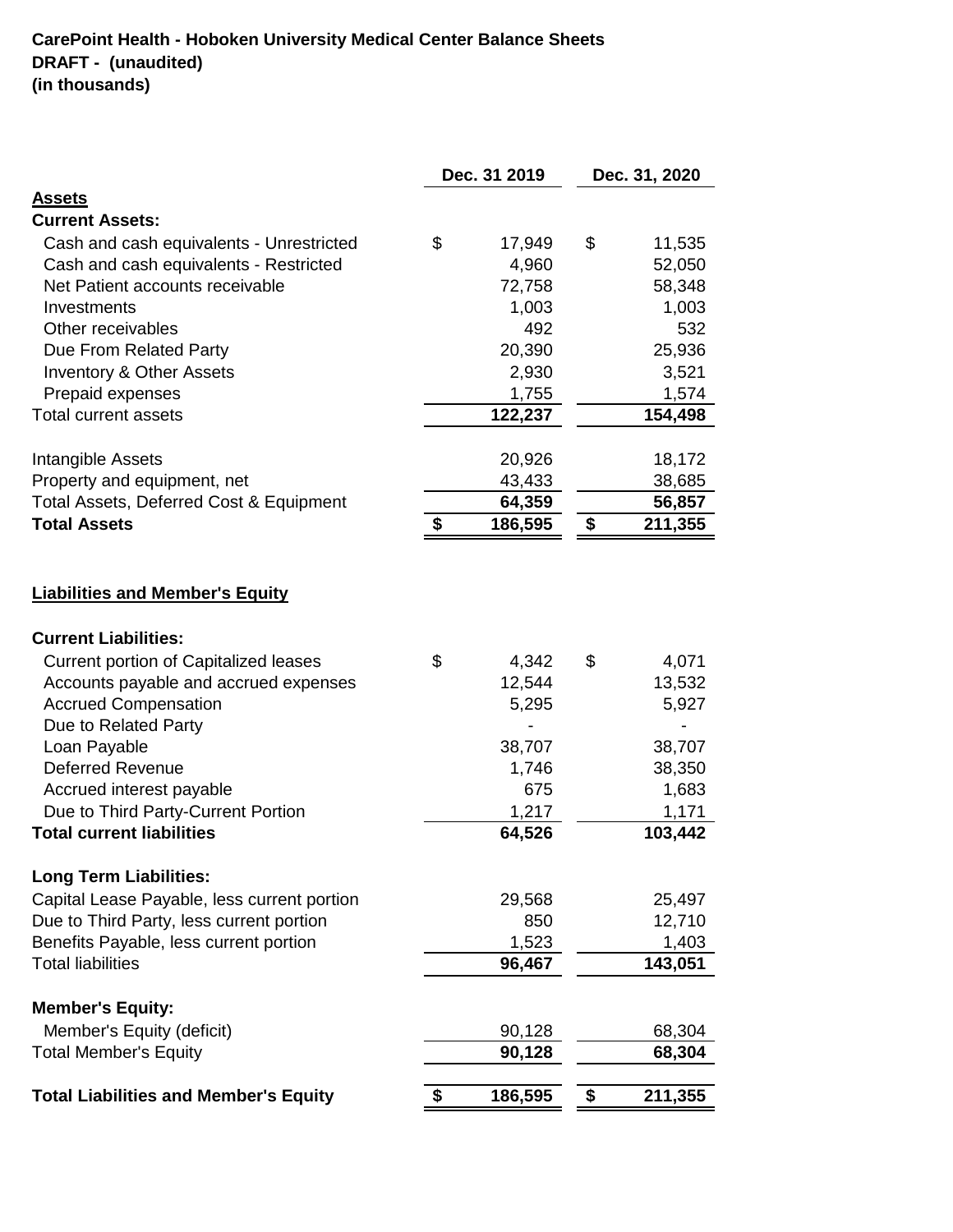**CarePoint Health - Hoboken University Medical Center Balance Sheets**
**DRAFT - (unaudited)**
**(in thousands)**

| | Dec. 31 2019 | Dec. 31, 2020 |
|---|---|---|
| **Assets** | | |
| **Current Assets:** | | |
| Cash and cash equivalents - Unrestricted | $ 17,949 | $ 11,535 |
| Cash and cash equivalents - Restricted | 4,960 | 52,050 |
| Net Patient accounts receivable | 72,758 | 58,348 |
| Investments | 1,003 | 1,003 |
| Other receivables | 492 | 532 |
| Due From Related Party | 20,390 | 25,936 |
| Inventory & Other Assets | 2,930 | 3,521 |
| Prepaid expenses | 1,755 | 1,574 |
| Total current assets | 122,237 | 154,498 |
| | | |
| Intangible Assets | 20,926 | 18,172 |
| Property and equipment, net | 43,433 | 38,685 |
| Total Assets, Deferred Cost & Equipment | 64,359 | 56,857 |
| **Total Assets** | **$ 186,595** | **$ 211,355** |
| | | |
| **Liabilities and Member's Equity** | | |
| **Current Liabilities:** | | |
| Current portion of Capitalized leases | $ 4,342 | $ 4,071 |
| Accounts payable and accrued expenses | 12,544 | 13,532 |
| Accrued Compensation | 5,295 | 5,927 |
| Due to Related Party | - | - |
| Loan Payable | 38,707 | 38,707 |
| Deferred Revenue | 1,746 | 38,350 |
| Accrued interest payable | 675 | 1,683 |
| Due to Third Party-Current Portion | 1,217 | 1,171 |
| **Total current liabilities** | **64,526** | **103,442** |
| | | |
| **Long Term Liabilities:** | | |
| Capital Lease Payable, less current portion | 29,568 | 25,497 |
| Due to Third Party, less current portion | 850 | 12,710 |
| Benefits Payable, less current portion | 1,523 | 1,403 |
| Total liabilities | 96,467 | 143,051 |
| | | |
| **Member's Equity:** | | |
| Member's Equity (deficit) | 90,128 | 68,304 |
| Total Member's Equity | 90,128 | 68,304 |
| | | |
| **Total Liabilities and Member's Equity** | **$ 186,595** | **$ 211,355** |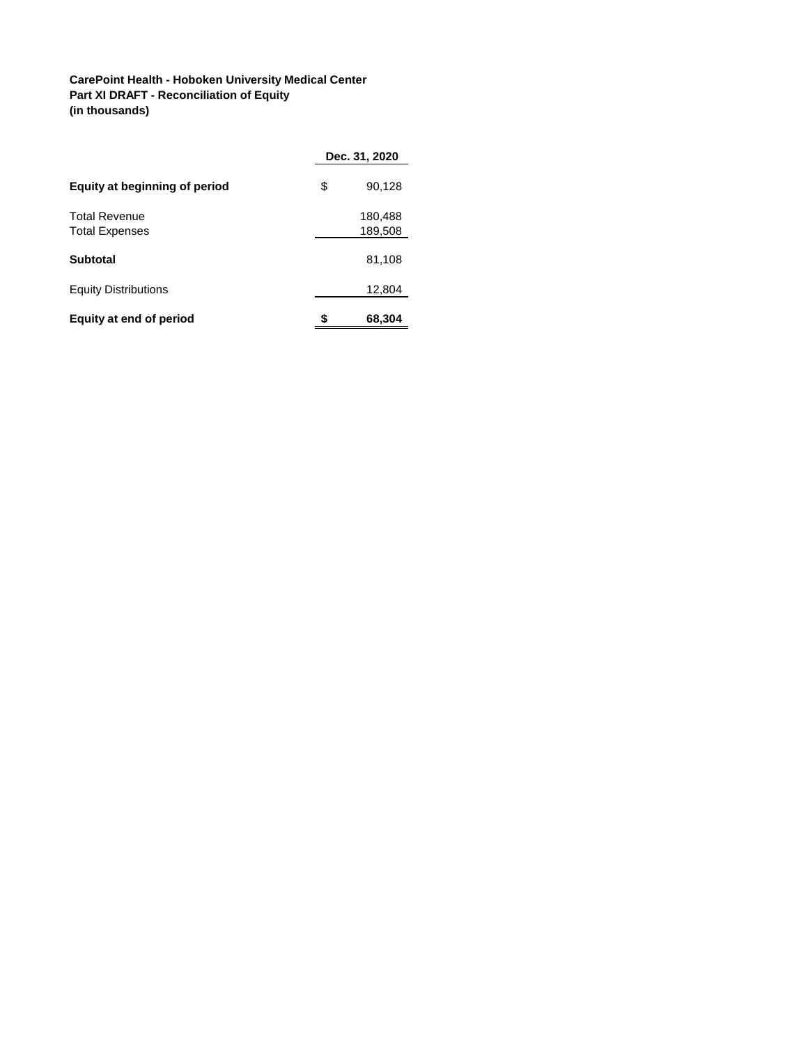**CarePoint Health - Hoboken University Medical Center**
**Part XI DRAFT - Reconciliation of Equity**
**(in thousands)**

| | Dec. 31, 2020 |
|---|---|
| **Equity at beginning of period** | $ 90,128 |
| Total Revenue | 180,488 |
| Total Expenses | 189,508 |
| **Subtotal** | 81,108 |
| Equity Distributions | 12,804 |
| **Equity at end of period** | **$ 68,304** |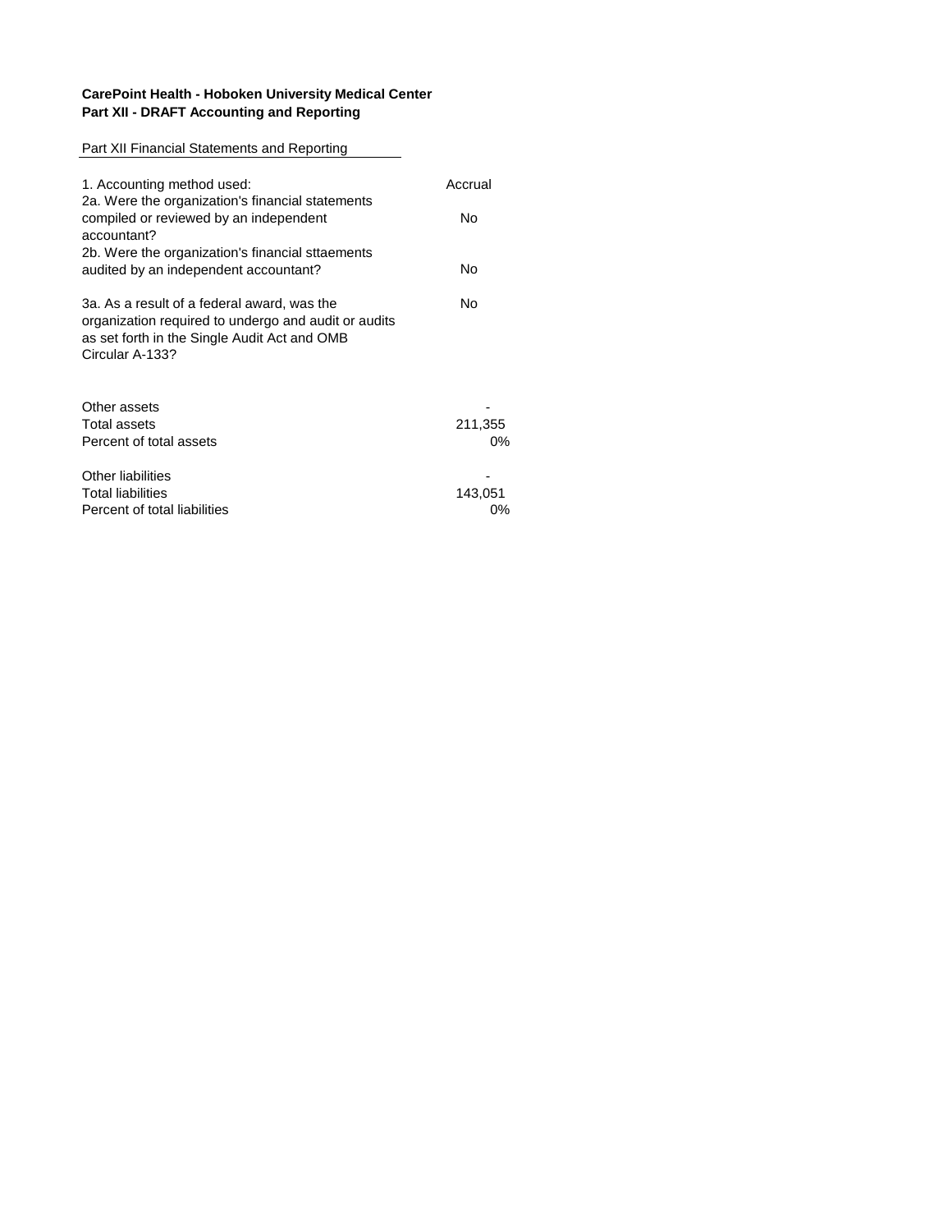**CarePoint Health - Hoboken University Medical Center**
**Part XII - DRAFT Accounting and Reporting**

Part XII Financial Statements and Reporting

| | |
|---|---|
| 1. Accounting method used: | Accrual |
| 2a. Were the organization's financial statements compiled or reviewed by an independent accountant? | No |
| 2b. Were the organization's financial sttaements audited by an independent accountant? | No |
| 3a. As a result of a federal award, was the organization required to undergo and audit or audits as set forth in the Single Audit Act and OMB Circular A-133? | No |

| | |
|---|---|
| Other assets | - |
| Total assets | 211,355 |
| Percent of total assets | 0% |
| | |
| Other liabilities | - |
| Total liabilities | 143,051 |
| Percent of total liabilities | 0% |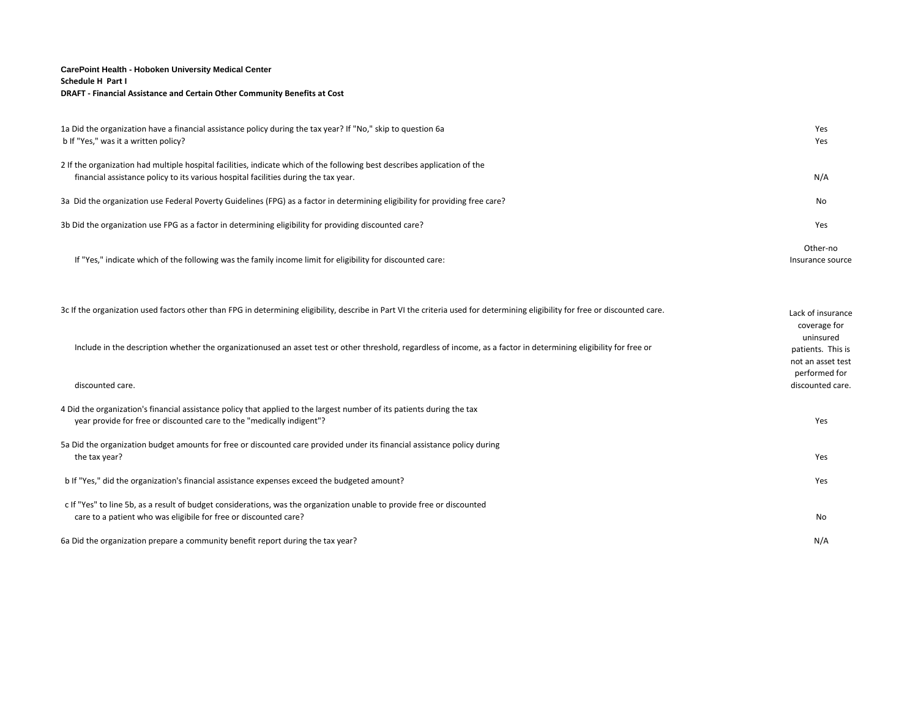**CarePoint Health - Hoboken University Medical Center**
**Schedule H Part I**
**DRAFT - Financial Assistance and Certain Other Community Benefits at Cost**

| Question | Answer |
|---|---|
| 1a Did the organization have a financial assistance policy during the tax year? If "No," skip to question 6a | Yes |
| b If "Yes," was it a written policy? | Yes |
| 2 If the organization had multiple hospital facilities, indicate which of the following best describes application of the financial assistance policy to its various hospital facilities during the tax year. | N/A |
| 3a Did the organization use Federal Poverty Guidelines (FPG) as a factor in determining eligibility for providing free care? | No |
| 3b Did the organization use FPG as a factor in determining eligibility for providing discounted care? | Yes |
| If "Yes," indicate which of the following was the family income limit for eligibility for discounted care: | Other-no Insurance source |
| 3c If the organization used factors other than FPG in determining eligibility, describe in Part VI the criteria used for determining eligibility for free or discounted care. Include in the description whether the organizationused an asset test or other threshold, regardless of income, as a factor in determining eligibility for free or discounted care. | Lack of insurance coverage for uninsured patients. This is not an asset test performed for discounted care. |
| 4 Did the organization's financial assistance policy that applied to the largest number of its patients during the tax year provide for free or discounted care to the "medically indigent"? | Yes |
| 5a Did the organization budget amounts for free or discounted care provided under its financial assistance policy during the tax year? | Yes |
| b If "Yes," did the organization's financial assistance expenses exceed the budgeted amount? | Yes |
| c If "Yes" to line 5b, as a result of budget considerations, was the organization unable to provide free or discounted care to a patient who was eligibile for free or discounted care? | No |
| 6a Did the organization prepare a community benefit report during the tax year? | N/A |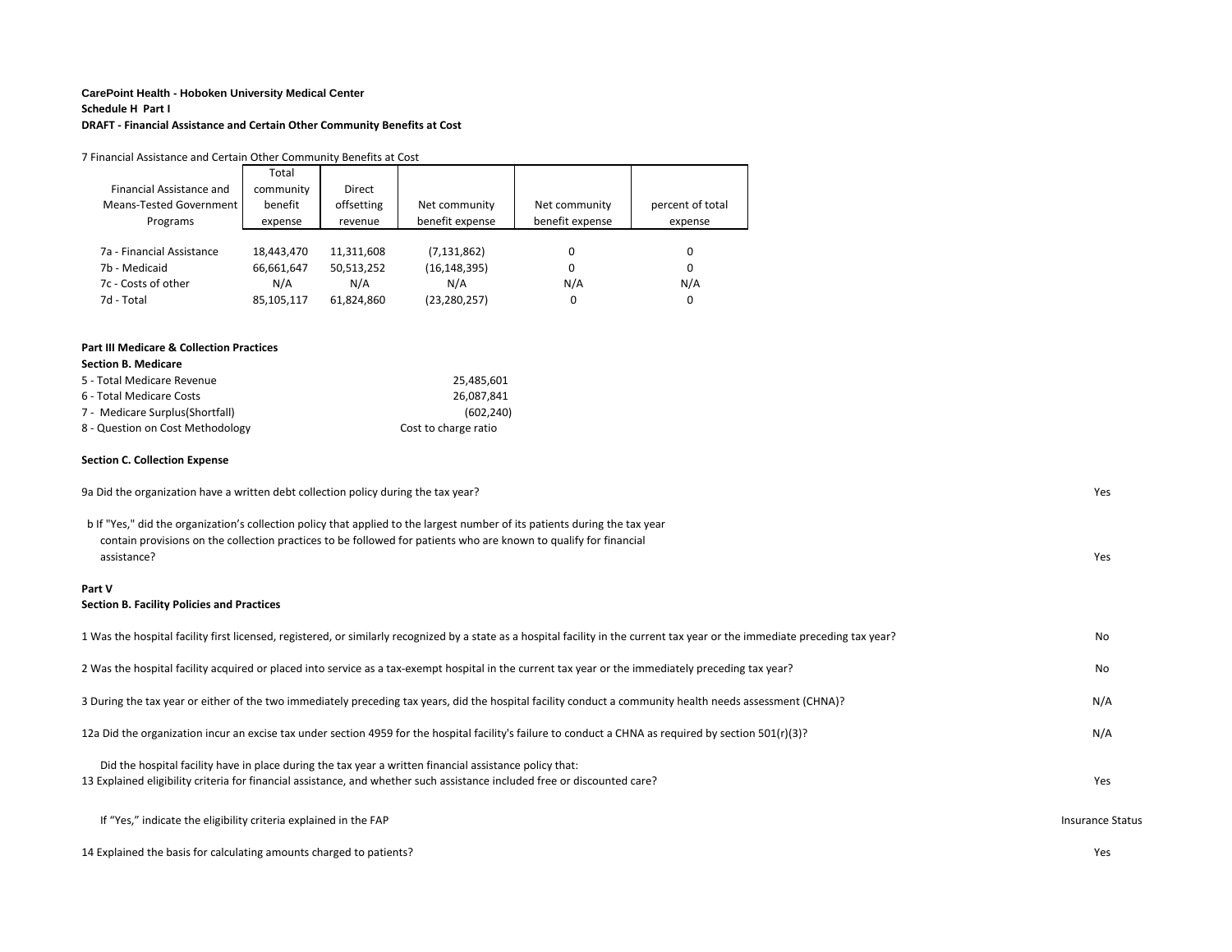**CarePoint Health - Hoboken University Medical Center**

**Schedule H Part I**

**DRAFT - Financial Assistance and Certain Other Community Benefits at Cost**

7 Financial Assistance and Certain Other Community Benefits at Cost

| Financial Assistance and Means-Tested Government Programs | Total community benefit expense | Direct offsetting revenue | Net community benefit expense | Net community benefit expense | percent of total expense |
|---|---|---|---|---|---|
| 7a - Financial Assistance | 18,443,470 | 11,311,608 | (7,131,862) | 0 | 0 |
| 7b - Medicaid | 66,661,647 | 50,513,252 | (16,148,395) | 0 | 0 |
| 7c - Costs of other | N/A | N/A | N/A | N/A | N/A |
| 7d - Total | 85,105,117 | 61,824,860 | (23,280,257) | 0 | 0 |

**Part III Medicare & Collection Practices**

**Section B. Medicare**

| | |
|---|---|
| 5 - Total Medicare Revenue | 25,485,601 |
| 6 - Total Medicare Costs | 26,087,841 |
| 7 - Medicare Surplus(Shortfall) | (602,240) |
| 8 - Question on Cost Methodology | Cost to charge ratio |

**Section C. Collection Expense**

9a Did the organization have a written debt collection policy during the tax year? Yes

b If "Yes," did the organization's collection policy that applied to the largest number of its patients during the tax year contain provisions on the collection practices to be followed for patients who are known to qualify for financial assistance? Yes

**Part V**

**Section B. Facility Policies and Practices**

1 Was the hospital facility first licensed, registered, or similarly recognized by a state as a hospital facility in the current tax year or the immediate preceding tax year? No

2 Was the hospital facility acquired or placed into service as a tax-exempt hospital in the current tax year or the immediately preceding tax year? No

3 During the tax year or either of the two immediately preceding tax years, did the hospital facility conduct a community health needs assessment (CHNA)? N/A

12a Did the organization incur an excise tax under section 4959 for the hospital facility's failure to conduct a CHNA as required by section 501(r)(3)? N/A

Did the hospital facility have in place during the tax year a written financial assistance policy that:

13 Explained eligibility criteria for financial assistance, and whether such assistance included free or discounted care? Yes

If "Yes," indicate the eligibility criteria explained in the FAP Insurance Status

14 Explained the basis for calculating amounts charged to patients? Yes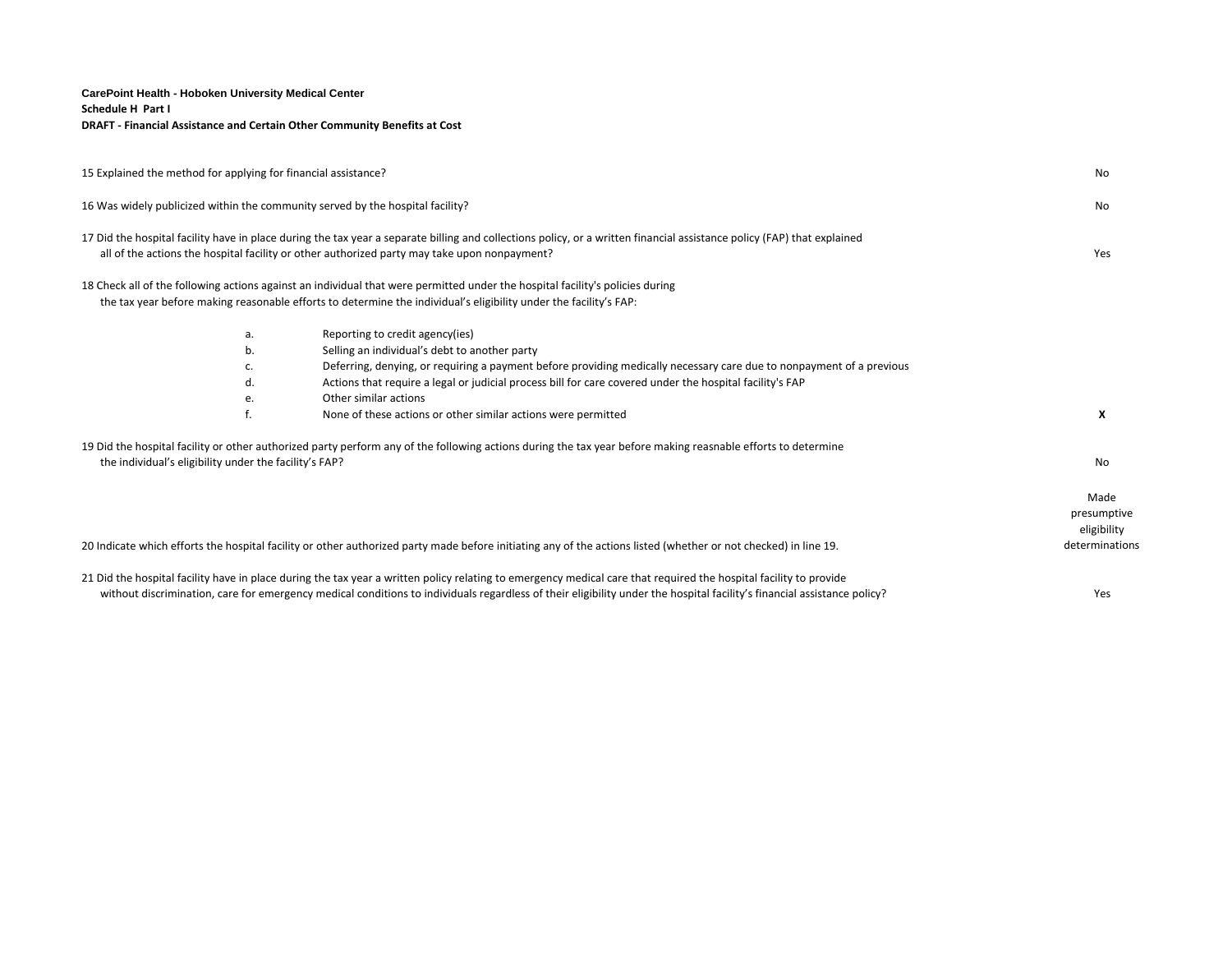**CarePoint Health - Hoboken University Medical Center**
**Schedule H Part I**
**DRAFT - Financial Assistance and Certain Other Community Benefits at Cost**

| Question | Answer |
|---|---|
| 15 Explained the method for applying for financial assistance? | No |
| 16 Was widely publicized within the community served by the hospital facility? | No |
| 17 Did the hospital facility have in place during the tax year a separate billing and collections policy, or a written financial assistance policy (FAP) that explained all of the actions the hospital facility or other authorized party may take upon nonpayment? | Yes |
| 18 Check all of the following actions against an individual that were permitted under the hospital facility's policies during the tax year before making reasonable efforts to determine the individual's eligibility under the facility's FAP: | |
| a. Reporting to credit agency(ies) | |
| b. Selling an individual's debt to another party | |
| c. Deferring, denying, or requiring a payment before providing medically necessary care due to nonpayment of a previous | |
| d. Actions that require a legal or judicial process bill for care covered under the hospital facility's FAP | |
| e. Other similar actions | |
| f. None of these actions or other similar actions were permitted | **X** |
| 19 Did the hospital facility or other authorized party perform any of the following actions during the tax year before making reasnable efforts to determine the individual's eligibility under the facility's FAP? | No |
| 20 Indicate which efforts the hospital facility or other authorized party made before initiating any of the actions listed (whether or not checked) in line 19. | Made presumptive eligibility determinations |
| 21 Did the hospital facility have in place during the tax year a written policy relating to emergency medical care that required the hospital facility to provide without discrimination, care for emergency medical conditions to individuals regardless of their eligibility under the hospital facility's financial assistance policy? | Yes |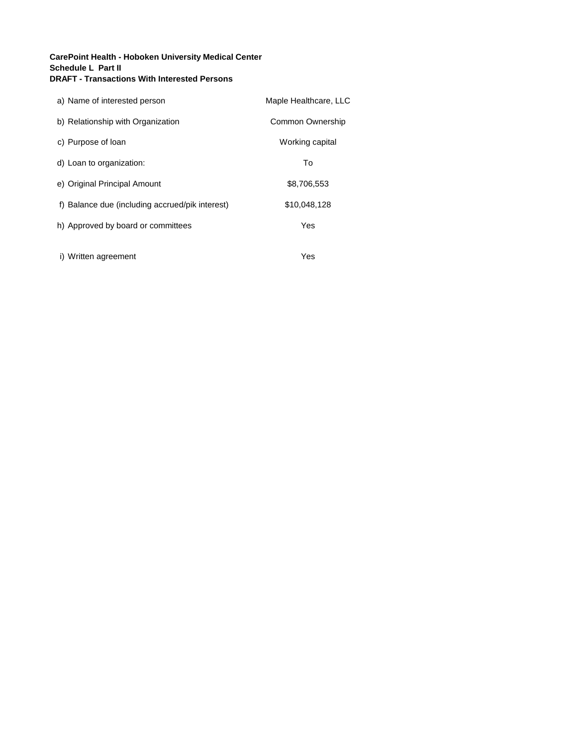**CarePoint Health - Hoboken University Medical Center**
**Schedule L Part II**
**DRAFT - Transactions With Interested Persons**

| | |
|---|---|
| a) Name of interested person | Maple Healthcare, LLC |
| b) Relationship with Organization | Common Ownership |
| c) Purpose of loan | Working capital |
| d) Loan to organization: | To |
| e) Original Principal Amount | $8,706,553 |
| f) Balance due (including accrued/pik interest) | $10,048,128 |
| h) Approved by board or committees | Yes |
| i) Written agreement | Yes |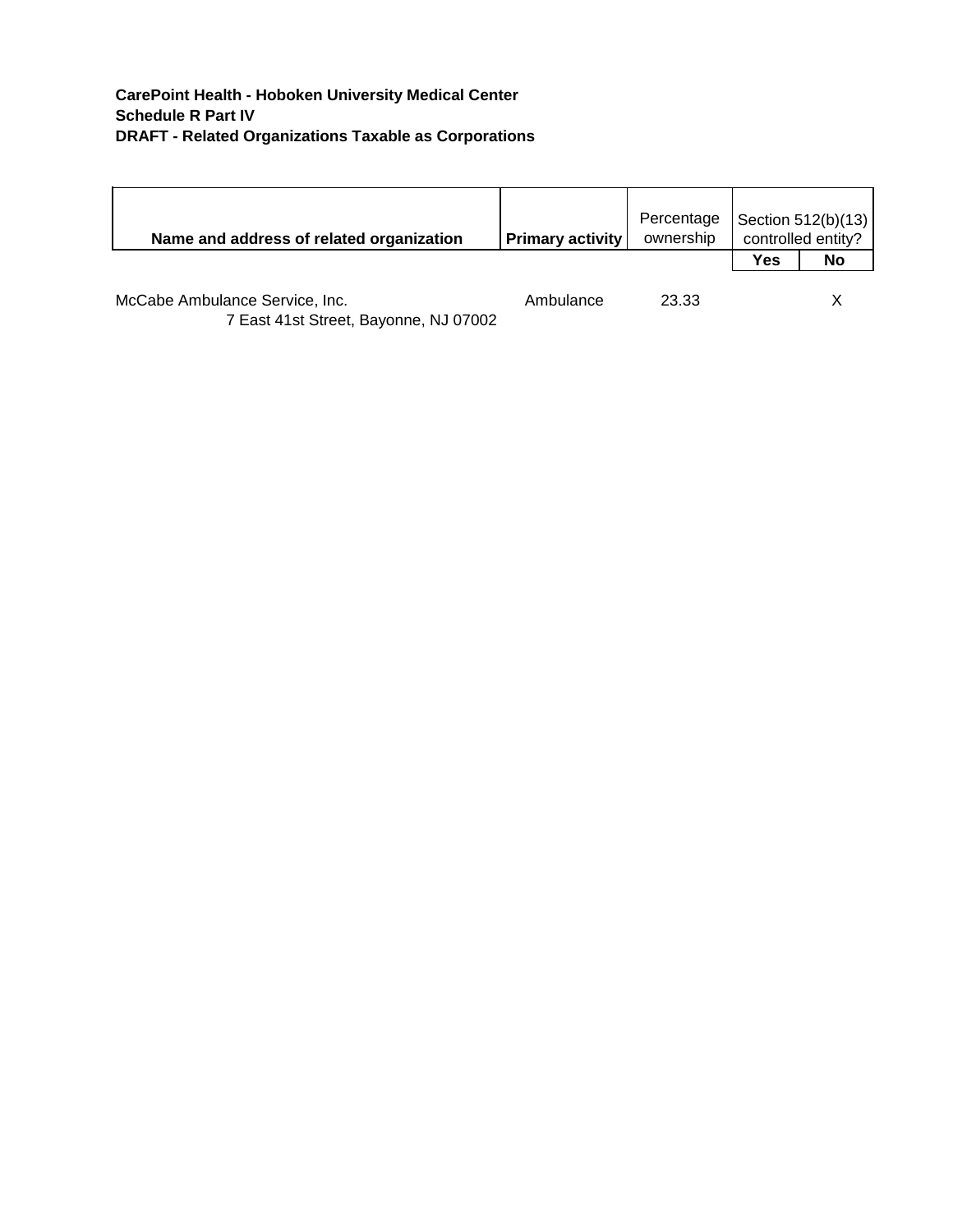**CarePoint Health - Hoboken University Medical Center**
**Schedule R Part IV**
**DRAFT - Related Organizations Taxable as Corporations**

| Name and address of related organization | Primary activity | Percentage ownership | Section 512(b)(13) controlled entity? | |
|---|---|---|---|---|
| | | | Yes | No |
| McCabe Ambulance Service, Inc.<br>7 East 41st Street, Bayonne, NJ 07002 | Ambulance | 23.33 | | X |